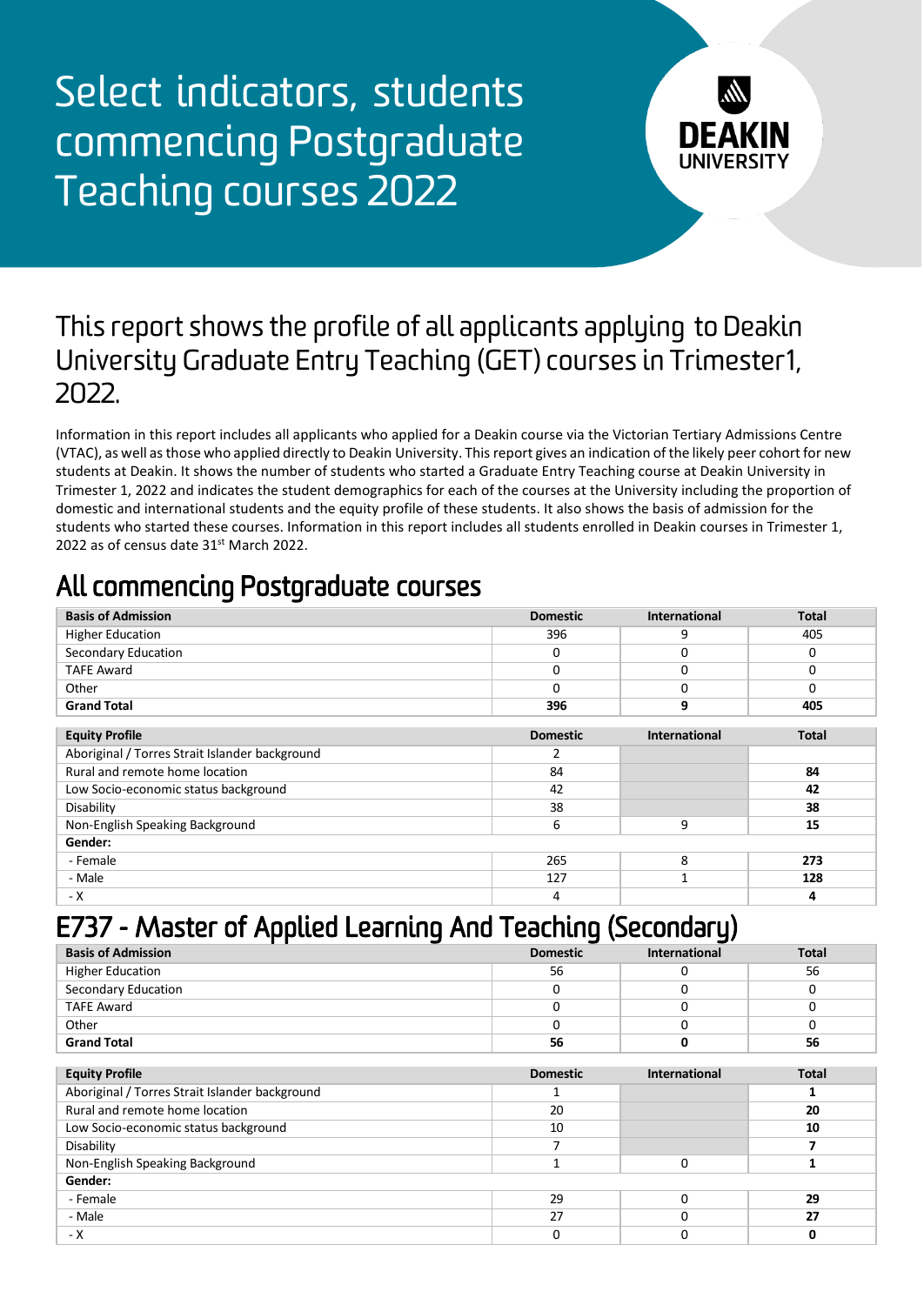# Select indicators, students commencing Postgraduate Teaching courses 2022

## This report shows the profile of all applicants applying to Deakin University Graduate Entry Teaching (GET) courses in Trimester1, 2022.

Information in this report includes all applicants who applied for a Deakin course via the Victorian Tertiary Admissions Centre (VTAC), as well as those who applied directly to Deakin University. This report gives an indication of the likely peer cohort for new students at Deakin. It shows the number of students who started a Graduate Entry Teaching course at Deakin University in Trimester 1, 2022 and indicates the student demographics for each of the courses at the University including the proportion of domestic and international students and the equity profile of these students. It also shows the basis of admission for the students who started these courses. Information in this report includes all students enrolled in Deakin courses in Trimester 1, 2022 as of census date 31st March 2022.

## All commencing Postgraduate courses

| Basis of Admission | Domestic | International | Total |
|---|---|---|---|
| Higher Education | 396 | 9 | 405 |
| Secondary Education | 0 | 0 | 0 |
| TAFE Award | 0 | 0 | 0 |
| Other | 0 | 0 | 0 |
| **Grand Total** | **396** | **9** | **405** |

| Equity Profile | Domestic | International | Total |
|---|---|---|---|
| Aboriginal / Torres Strait Islander background | 2 | | |
| Rural and remote home location | 84 | | **84** |
| Low Socio-economic status background | 42 | | **42** |
| Disability | 38 | | **38** |
| Non-English Speaking Background | 6 | 9 | **15** |
| **Gender:** | | | |
| - Female | 265 | 8 | **273** |
| - Male | 127 | 1 | **128** |
| - X | 4 | | **4** |

## E737 - Master of Applied Learning And Teaching (Secondary)

| Basis of Admission | Domestic | International | Total |
|---|---|---|---|
| Higher Education | 56 | 0 | 56 |
| Secondary Education | 0 | 0 | 0 |
| TAFE Award | 0 | 0 | 0 |
| Other | 0 | 0 | 0 |
| **Grand Total** | **56** | **0** | **56** |

| Equity Profile | Domestic | International | Total |
|---|---|---|---|
| Aboriginal / Torres Strait Islander background | 1 | | **1** |
| Rural and remote home location | 20 | | **20** |
| Low Socio-economic status background | 10 | | **10** |
| Disability | 7 | | **7** |
| Non-English Speaking Background | 1 | 0 | **1** |
| **Gender:** | | | |
| - Female | 29 | 0 | **29** |
| - Male | 27 | 0 | **27** |
| - X | 0 | 0 | **0** |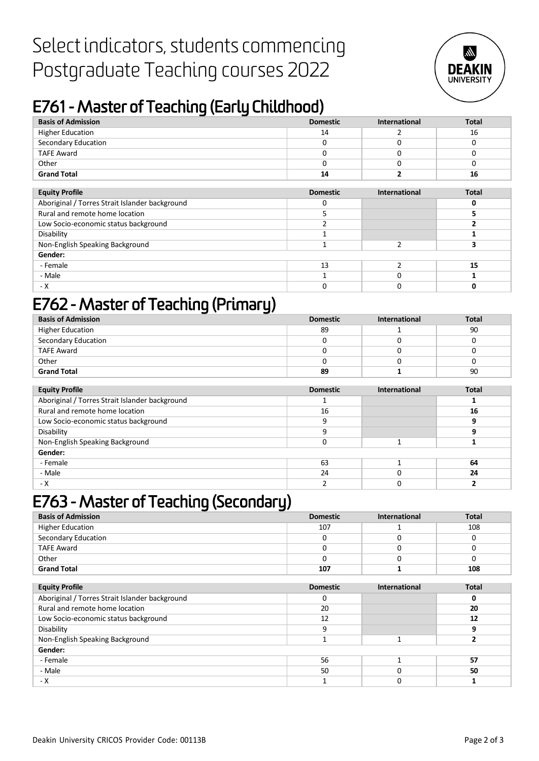# Select indicators, students commencing Postgraduate Teaching courses 2022

## E761 - Master of Teaching (Early Childhood)

| Basis of Admission | Domestic | International | Total |
|---|---|---|---|
| Higher Education | 14 | 2 | 16 |
| Secondary Education | 0 | 0 | 0 |
| TAFE Award | 0 | 0 | 0 |
| Other | 0 | 0 | 0 |
| **Grand Total** | **14** | **2** | **16** |

| Equity Profile | Domestic | International | Total |
|---|---|---|---|
| Aboriginal / Torres Strait Islander background | 0 | | **0** |
| Rural and remote home location | 5 | | **5** |
| Low Socio-economic status background | 2 | | **2** |
| Disability | 1 | | **1** |
| Non-English Speaking Background | 1 | 2 | **3** |
| **Gender:** | | | |
| - Female | 13 | 2 | **15** |
| - Male | 1 | 0 | **1** |
| - X | 0 | 0 | **0** |

## E762 - Master of Teaching (Primary)

| Basis of Admission | Domestic | International | Total |
|---|---|---|---|
| Higher Education | 89 | 1 | 90 |
| Secondary Education | 0 | 0 | 0 |
| TAFE Award | 0 | 0 | 0 |
| Other | 0 | 0 | 0 |
| **Grand Total** | **89** | **1** | 90 |

| Equity Profile | Domestic | International | Total |
|---|---|---|---|
| Aboriginal / Torres Strait Islander background | 1 | | **1** |
| Rural and remote home location | 16 | | **16** |
| Low Socio-economic status background | 9 | | **9** |
| Disability | 9 | | **9** |
| Non-English Speaking Background | 0 | 1 | **1** |
| **Gender:** | | | |
| - Female | 63 | 1 | **64** |
| - Male | 24 | 0 | **24** |
| - X | 2 | 0 | **2** |

## E763 - Master of Teaching (Secondary)

| Basis of Admission | Domestic | International | Total |
|---|---|---|---|
| Higher Education | 107 | 1 | 108 |
| Secondary Education | 0 | 0 | 0 |
| TAFE Award | 0 | 0 | 0 |
| Other | 0 | 0 | 0 |
| **Grand Total** | **107** | **1** | **108** |

| Equity Profile | Domestic | International | Total |
|---|---|---|---|
| Aboriginal / Torres Strait Islander background | 0 | | **0** |
| Rural and remote home location | 20 | | **20** |
| Low Socio-economic status background | 12 | | **12** |
| Disability | 9 | | **9** |
| Non-English Speaking Background | 1 | 1 | **2** |
| **Gender:** | | | |
| - Female | 56 | 1 | **57** |
| - Male | 50 | 0 | **50** |
| - X | 1 | 0 | **1** |

Deakin University CRICOS Provider Code: 00113B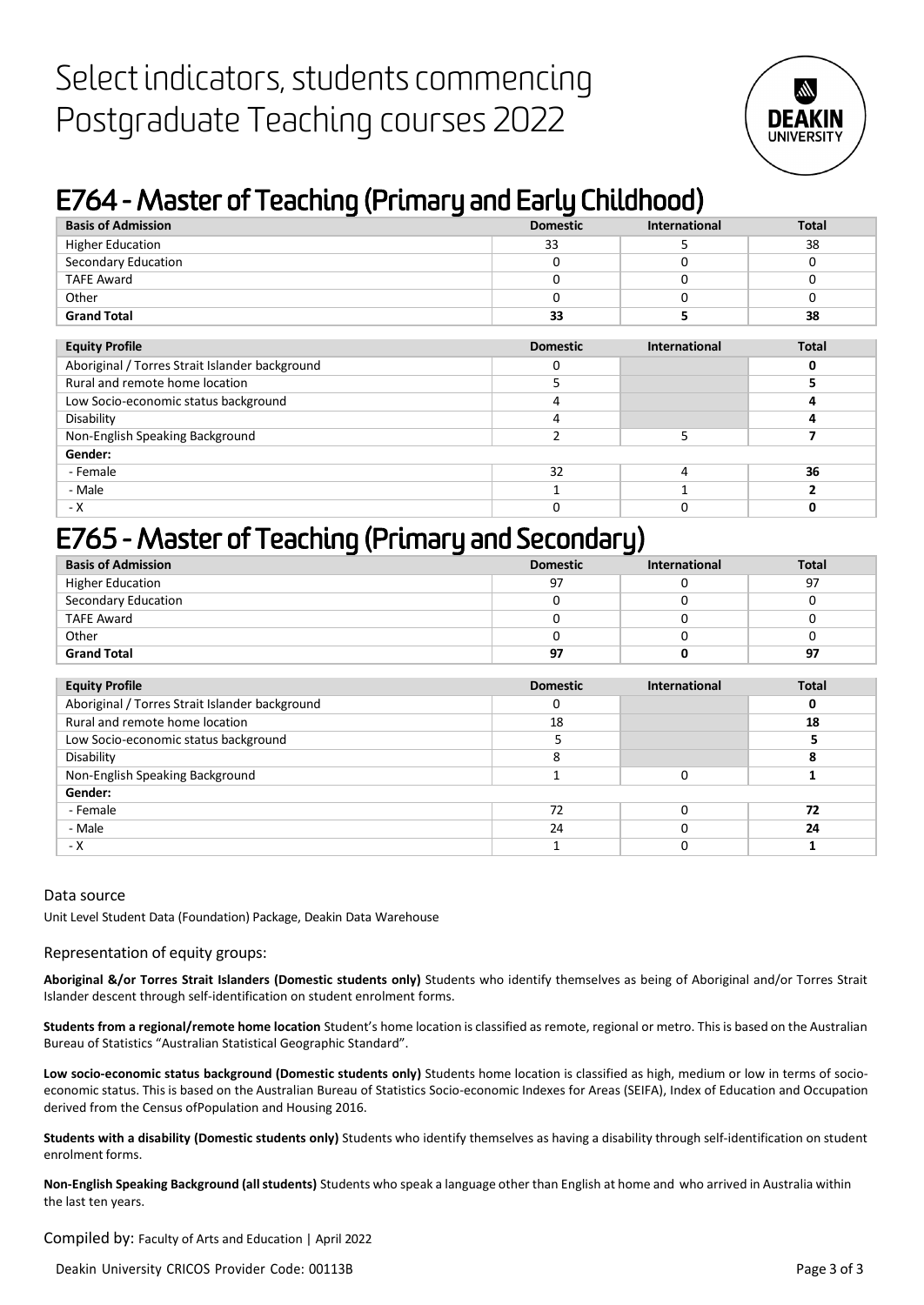# Select indicators, students commencing Postgraduate Teaching courses 2022

## E764 - Master of Teaching (Primary and Early Childhood)

| Basis of Admission | Domestic | International | Total |
|---|---|---|---|
| Higher Education | 33 | 5 | 38 |
| Secondary Education | 0 | 0 | 0 |
| TAFE Award | 0 | 0 | 0 |
| Other | 0 | 0 | 0 |
| **Grand Total** | **33** | **5** | **38** |

| Equity Profile | Domestic | International | Total |
|---|---|---|---|
| Aboriginal / Torres Strait Islander background | 0 | | **0** |
| Rural and remote home location | 5 | | **5** |
| Low Socio-economic status background | 4 | | **4** |
| Disability | 4 | | **4** |
| Non-English Speaking Background | 2 | 5 | **7** |
| **Gender:** | | | |
| - Female | 32 | 4 | **36** |
| - Male | 1 | 1 | **2** |
| - X | 0 | 0 | **0** |

## E765 - Master of Teaching (Primary and Secondary)

| Basis of Admission | Domestic | International | Total |
|---|---|---|---|
| Higher Education | 97 | 0 | 97 |
| Secondary Education | 0 | 0 | 0 |
| TAFE Award | 0 | 0 | 0 |
| Other | 0 | 0 | 0 |
| **Grand Total** | **97** | **0** | **97** |

| Equity Profile | Domestic | International | Total |
|---|---|---|---|
| Aboriginal / Torres Strait Islander background | 0 | | **0** |
| Rural and remote home location | 18 | | **18** |
| Low Socio-economic status background | 5 | | **5** |
| Disability | 8 | | **8** |
| Non-English Speaking Background | 1 | 0 | **1** |
| **Gender:** | | | |
| - Female | 72 | 0 | **72** |
| - Male | 24 | 0 | **24** |
| - X | 1 | 0 | **1** |

### Data source

Unit Level Student Data (Foundation) Package, Deakin Data Warehouse

### Representation of equity groups:

**Aboriginal &/or Torres Strait Islanders (Domestic students only)** Students who identify themselves as being of Aboriginal and/or Torres Strait Islander descent through self-identification on student enrolment forms.

**Students from a regional/remote home location** Student's home location is classified as remote, regional or metro. This is based on the Australian Bureau of Statistics "Australian Statistical Geographic Standard".

**Low socio-economic status background (Domestic students only)** Students home location is classified as high, medium or low in terms of socio-economic status. This is based on the Australian Bureau of Statistics Socio-economic Indexes for Areas (SEIFA), Index of Education and Occupation derived from the Census ofPopulation and Housing 2016.

**Students with a disability (Domestic students only)** Students who identify themselves as having a disability through self-identification on student enrolment forms.

**Non-English Speaking Background (all students)** Students who speak a language other than English at home and who arrived in Australia within the last ten years.

Compiled by: Faculty of Arts and Education | April 2022

Deakin University CRICOS Provider Code: 00113B